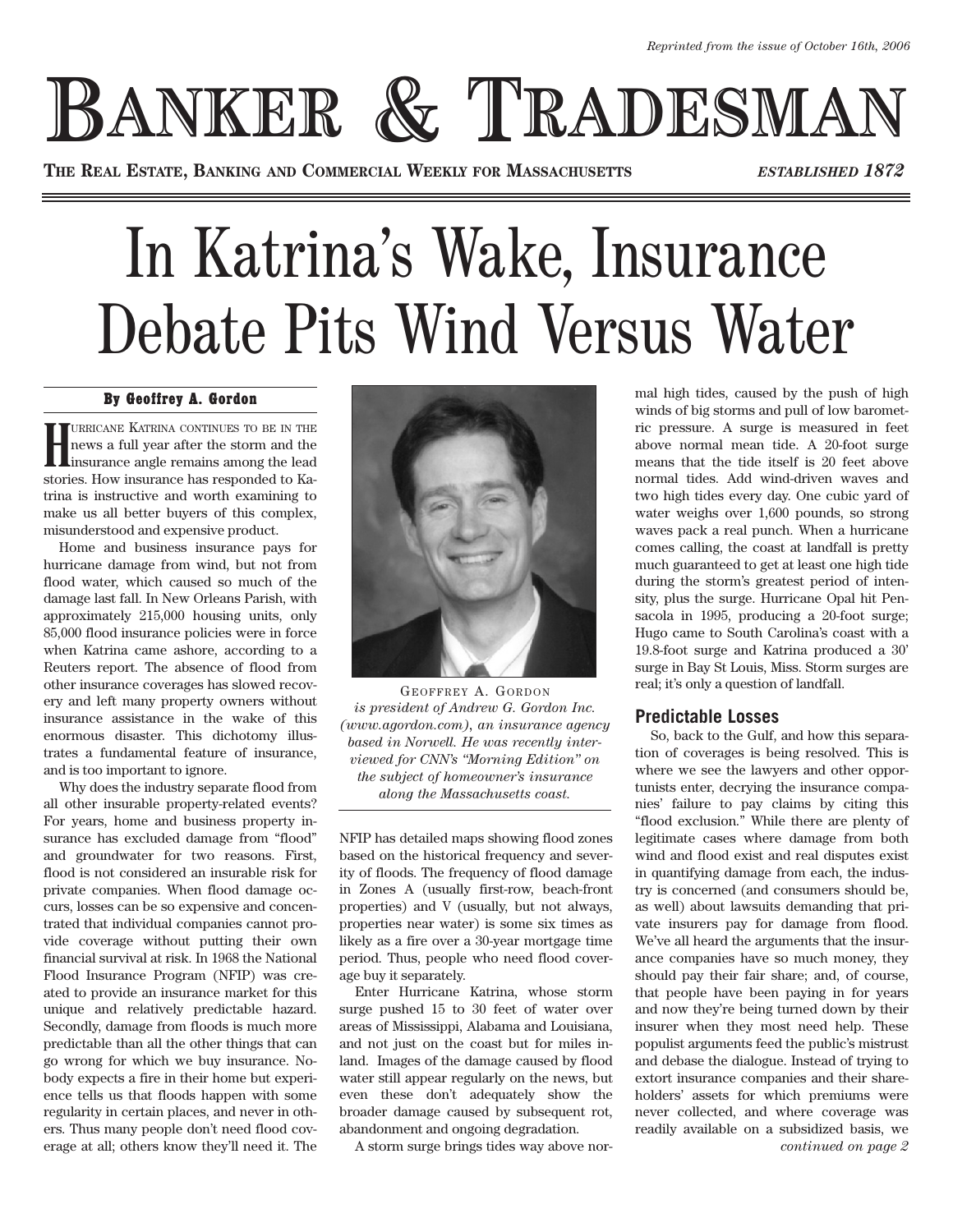*Reprinted from the issue of October 16th, 2006*

# BANKER & TRADESMAN

**THE REAL ESTATE, BANKING AND COMMERCIAL WEEKLY FOR MASSACHUSETTS** *ESTABLISHED 1872*

# In Katrina's Wake, Insurance Debate Pits Wind Versus Water

**By Geoffrey A. Gordon**

HURRICANE KATRINA CONTINUES TO BE IN THE news a full year after the storm and the insurance angle remains among the lead stories. How insurance has responded to Katrina is instructive and worth examining to make us all better buyers of this complex, misunderstood and expensive product.

Home and business insurance pays for hurricane damage from wind, but not from flood water, which caused so much of the damage last fall. In New Orleans Parish, with approximately 215,000 housing units, only 85,000 flood insurance policies were in force when Katrina came ashore, according to a Reuters report. The absence of flood from other insurance coverages has slowed recovery and left many property owners without insurance assistance in the wake of this enormous disaster. This dichotomy illustrates a fundamental feature of insurance, and is too important to ignore.

Why does the industry separate flood from all other insurable property-related events? For years, home and business property insurance has excluded damage from "flood" and groundwater for two reasons. First, flood is not considered an insurable risk for private companies. When flood damage occurs, losses can be so expensive and concentrated that individual companies cannot provide coverage without putting their own financial survival at risk. In 1968 the National Flood Insurance Program (NFIP) was created to provide an insurance market for this unique and relatively predictable hazard. Secondly, damage from floods is much more predictable than all the other things that can go wrong for which we buy insurance. Nobody expects a fire in their home but experience tells us that floods happen with some regularity in certain places, and never in others. Thus many people don't need flood coverage at all; others know they'll need it. The NFIP has detailed maps showing flood zones based on the historical frequency and severity of floods. The frequency of flood damage in Zones A (usually first-row, beach-front properties) and V (usually, but not always, properties near water) is some six times as likely as a fire over a 30-year mortgage time period. Thus, people who need flood coverage buy it separately.

GEOFFREY A. GORDON *is president of Andrew G. Gordon Inc. (www.agordon.com), an insurance agency based in Norwell. He was recently interviewed for CNN's "Morning Edition" on the subject of homeowner's insurance along the Massachusetts coast.*

Enter Hurricane Katrina, whose storm surge pushed 15 to 30 feet of water over areas of Mississippi, Alabama and Louisiana, and not just on the coast but for miles inland. Images of the damage caused by flood water still appear regularly on the news, but even these don't adequately show the broader damage caused by subsequent rot, abandonment and ongoing degradation.

A storm surge brings tides way above normal high tides, caused by the push of high winds of big storms and pull of low barometric pressure. A surge is measured in feet above normal mean tide. A 20-foot surge means that the tide itself is 20 feet above normal tides. Add wind-driven waves and two high tides every day. One cubic yard of water weighs over 1,600 pounds, so strong waves pack a real punch. When a hurricane comes calling, the coast at landfall is pretty much guaranteed to get at least one high tide during the storm's greatest period of intensity, plus the surge. Hurricane Opal hit Pensacola in 1995, producing a 20-foot surge; Hugo came to South Carolina's coast with a 19.8-foot surge and Katrina produced a 30' surge in Bay St Louis, Miss. Storm surges are real; it's only a question of landfall.

## Predictable Losses

So, back to the Gulf, and how this separation of coverages is being resolved. This is where we see the lawyers and other opportunists enter, decrying the insurance companies' failure to pay claims by citing this "flood exclusion." While there are plenty of legitimate cases where damage from both wind and flood exist and real disputes exist in quantifying damage from each, the industry is concerned (and consumers should be, as well) about lawsuits demanding that private insurers pay for damage from flood. We've all heard the arguments that the insurance companies have so much money, they should pay their fair share; and, of course, that people have been paying in for years and now they're being turned down by their insurer when they most need help. These populist arguments feed the public's mistrust and debase the dialogue. Instead of trying to extort insurance companies and their shareholders' assets for which premiums were never collected, and where coverage was readily available on a subsidized basis, we

*continued on page 2*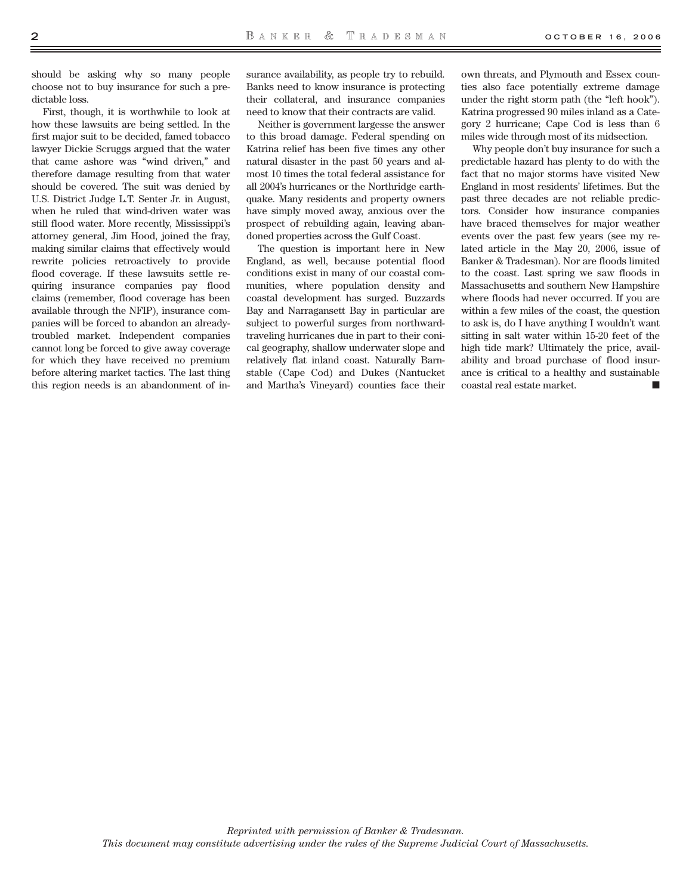should be asking why so many people choose not to buy insurance for such a predictable loss.

First, though, it is worthwhile to look at how these lawsuits are being settled. In the first major suit to be decided, famed tobacco lawyer Dickie Scruggs argued that the water that came ashore was "wind driven," and therefore damage resulting from that water should be covered. The suit was denied by U.S. District Judge L.T. Senter Jr. in August, when he ruled that wind-driven water was still flood water. More recently, Mississippi's attorney general, Jim Hood, joined the fray, making similar claims that effectively would rewrite policies retroactively to provide flood coverage. If these lawsuits settle requiring insurance companies pay flood claims (remember, flood coverage has been available through the NFIP), insurance companies will be forced to abandon an already-troubled market. Independent companies cannot long be forced to give away coverage for which they have received no premium before altering market tactics. The last thing this region needs is an abandonment of insurance availability, as people try to rebuild. Banks need to know insurance is protecting their collateral, and insurance companies need to know that their contracts are valid.

Neither is government largesse the answer to this broad damage. Federal spending on Katrina relief has been five times any other natural disaster in the past 50 years and almost 10 times the total federal assistance for all 2004's hurricanes or the Northridge earthquake. Many residents and property owners have simply moved away, anxious over the prospect of rebuilding again, leaving abandoned properties across the Gulf Coast.

The question is important here in New England, as well, because potential flood conditions exist in many of our coastal communities, where population density and coastal development has surged. Buzzards Bay and Narragansett Bay in particular are subject to powerful surges from northward-traveling hurricanes due in part to their conical geography, shallow underwater slope and relatively flat inland coast. Naturally Barnstable (Cape Cod) and Dukes (Nantucket and Martha's Vineyard) counties face their own threats, and Plymouth and Essex counties also face potentially extreme damage under the right storm path (the "left hook"). Katrina progressed 90 miles inland as a Category 2 hurricane; Cape Cod is less than 6 miles wide through most of its midsection.

Why people don't buy insurance for such a predictable hazard has plenty to do with the fact that no major storms have visited New England in most residents' lifetimes. But the past three decades are not reliable predictors. Consider how insurance companies have braced themselves for major weather events over the past few years (see my related article in the May 20, 2006, issue of Banker & Tradesman). Nor are floods limited to the coast. Last spring we saw floods in Massachusetts and southern New Hampshire where floods had never occurred. If you are within a few miles of the coast, the question to ask is, do I have anything I wouldn't want sitting in salt water within 15-20 feet of the high tide mark? Ultimately the price, availability and broad purchase of flood insurance is critical to a healthy and sustainable coastal real estate market. ■

*Reprinted with permission of Banker & Tradesman.*
*This document may constitute advertising under the rules of the Supreme Judicial Court of Massachusetts.*